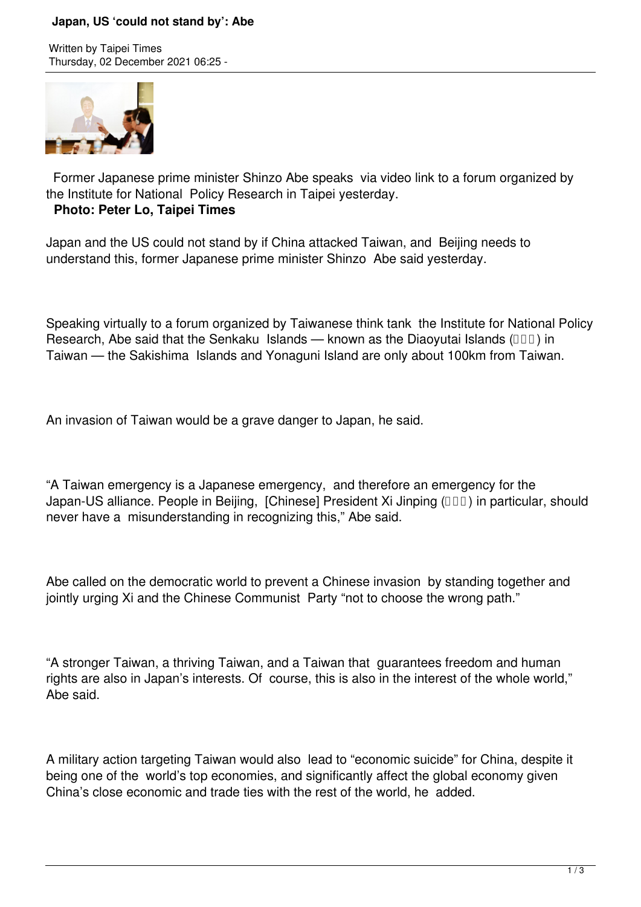# Japan, US ‘could not stand by’: Abe

Written by Taipei Times
Thursday, 02 December 2021 06:25 -

Former Japanese prime minister Shinzo Abe speaks via video link to a forum organized by the Institute for National Policy Research in Taipei yesterday.
**Photo: Peter Lo, Taipei Times**

Japan and the US could not stand by if China attacked Taiwan, and Beijing needs to understand this, former Japanese prime minister Shinzo Abe said yesterday.

Speaking virtually to a forum organized by Taiwanese think tank the Institute for National Policy Research, Abe said that the Senkaku Islands — known as the Diaoyutai Islands (□□□) in Taiwan — the Sakishima Islands and Yonaguni Island are only about 100km from Taiwan.

An invasion of Taiwan would be a grave danger to Japan, he said.

“A Taiwan emergency is a Japanese emergency, and therefore an emergency for the Japan-US alliance. People in Beijing, [Chinese] President Xi Jinping (□□□) in particular, should never have a misunderstanding in recognizing this,” Abe said.

Abe called on the democratic world to prevent a Chinese invasion by standing together and jointly urging Xi and the Chinese Communist Party “not to choose the wrong path.”

“A stronger Taiwan, a thriving Taiwan, and a Taiwan that guarantees freedom and human rights are also in Japan’s interests. Of course, this is also in the interest of the whole world,” Abe said.

A military action targeting Taiwan would also lead to “economic suicide” for China, despite it being one of the world’s top economies, and significantly affect the global economy given China’s close economic and trade ties with the rest of the world, he added.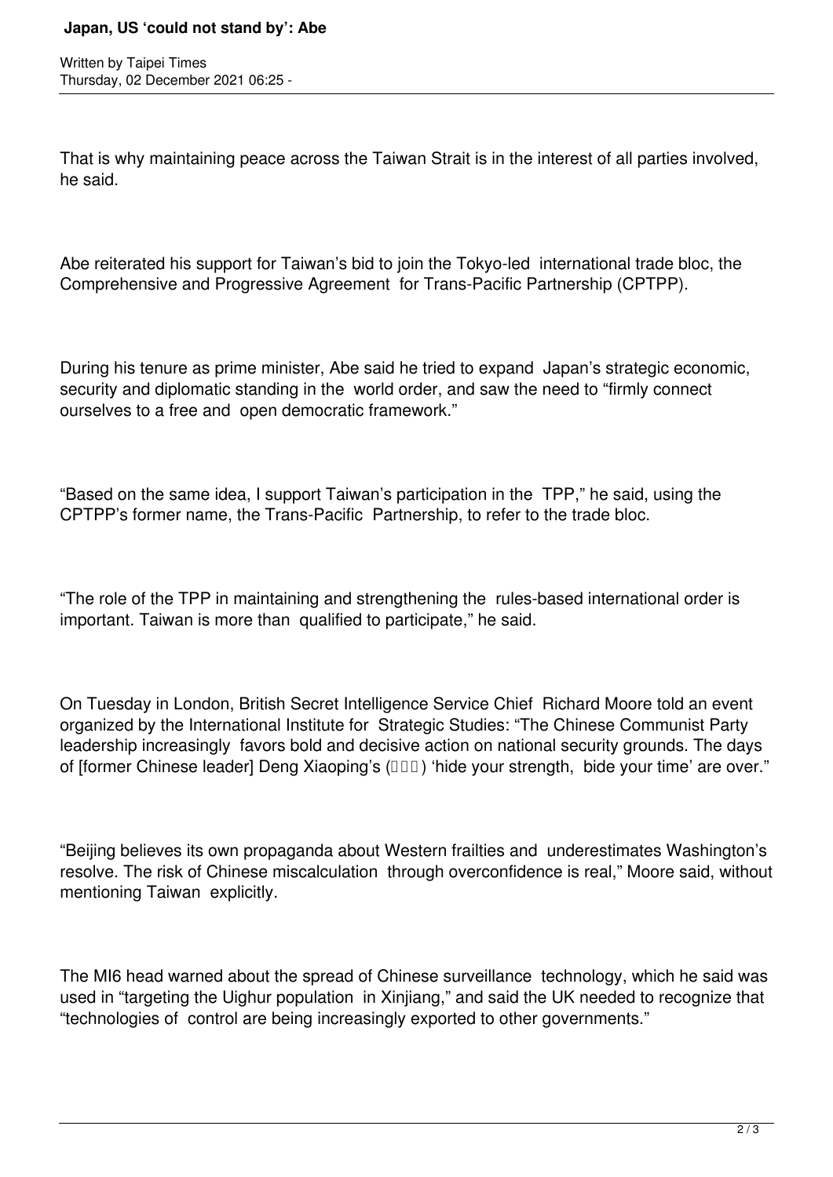That is why maintaining peace across the Taiwan Strait is in the interest of all parties involved, he said.

Abe reiterated his support for Taiwan's bid to join the Tokyo-led international trade bloc, the Comprehensive and Progressive Agreement for Trans-Pacific Partnership (CPTPP).

During his tenure as prime minister, Abe said he tried to expand Japan's strategic economic, security and diplomatic standing in the world order, and saw the need to "firmly connect ourselves to a free and open democratic framework."

"Based on the same idea, I support Taiwan's participation in the TPP," he said, using the CPTPP's former name, the Trans-Pacific Partnership, to refer to the trade bloc.

"The role of the TPP in maintaining and strengthening the rules-based international order is important. Taiwan is more than qualified to participate," he said.

On Tuesday in London, British Secret Intelligence Service Chief Richard Moore told an event organized by the International Institute for Strategic Studies: "The Chinese Communist Party leadership increasingly favors bold and decisive action on national security grounds. The days of [former Chinese leader] Deng Xiaoping's (□□□) 'hide your strength, bide your time' are over."

"Beijing believes its own propaganda about Western frailties and underestimates Washington's resolve. The risk of Chinese miscalculation through overconfidence is real," Moore said, without mentioning Taiwan explicitly.

The MI6 head warned about the spread of Chinese surveillance technology, which he said was used in "targeting the Uighur population in Xinjiang," and said the UK needed to recognize that "technologies of control are being increasingly exported to other governments."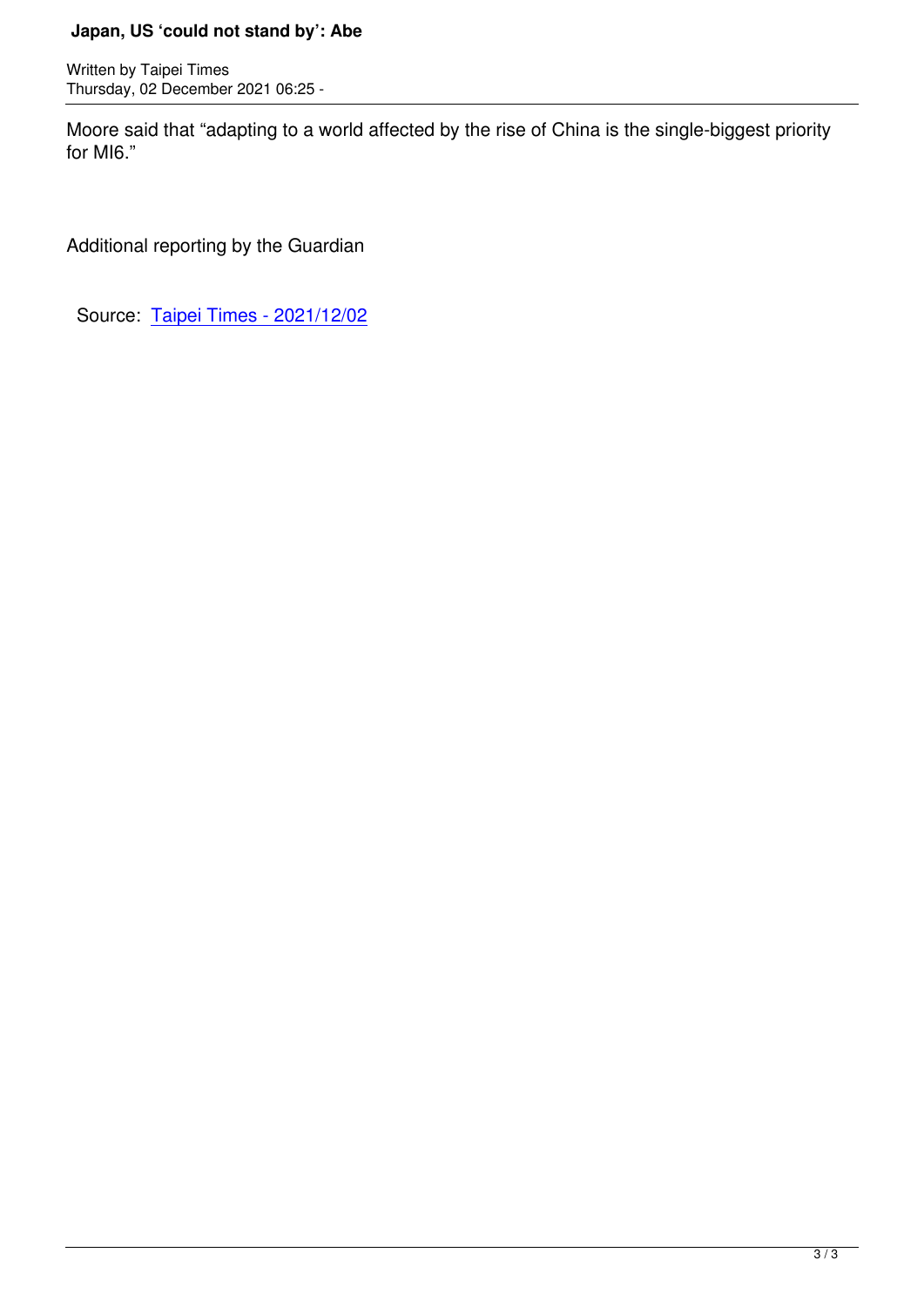Moore said that “adapting to a world affected by the rise of China is the single-biggest priority for MI6.”

Additional reporting by the Guardian

Source: Taipei Times - 2021/12/02